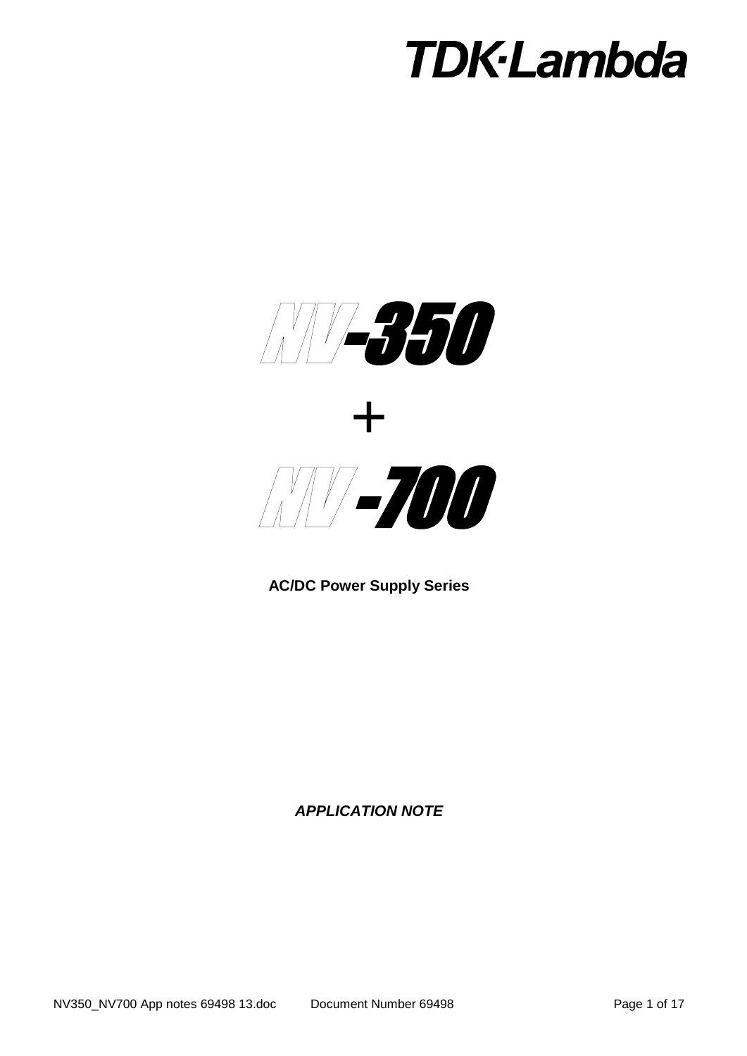TDK·Lambda

# NV-350

# +

# NV-700

**AC/DC Power Supply Series**

***APPLICATION NOTE***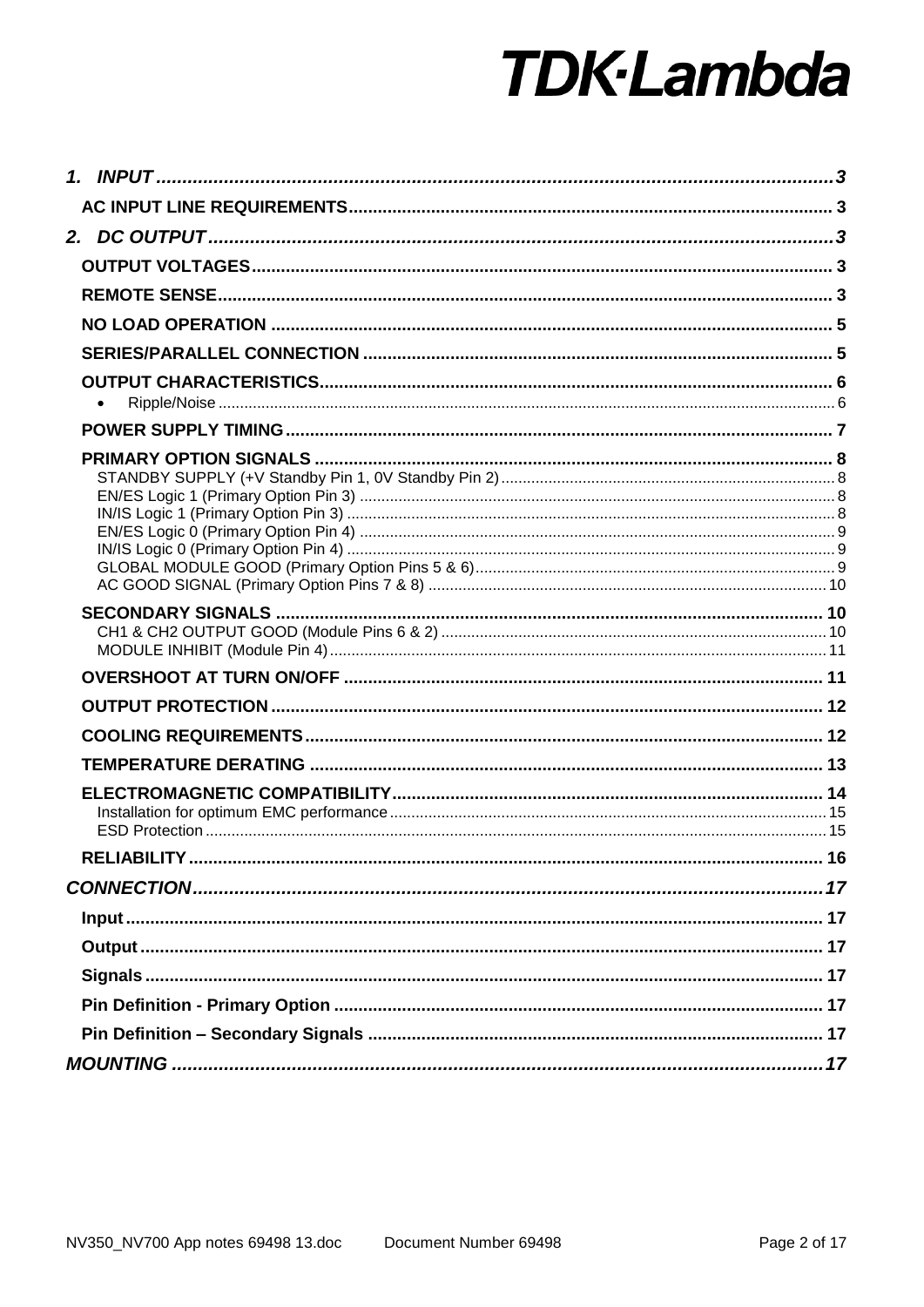- **1. INPUT** ..... 3
  - **AC INPUT LINE REQUIREMENTS** ..... 3
- **2. DC OUTPUT** ..... 3
  - **OUTPUT VOLTAGES** ..... 3
  - **REMOTE SENSE** ..... 3
  - **NO LOAD OPERATION** ..... 5
  - **SERIES/PARALLEL CONNECTION** ..... 5
  - **OUTPUT CHARACTERISTICS** ..... 6
    - Ripple/Noise ..... 6
  - **POWER SUPPLY TIMING** ..... 7
  - **PRIMARY OPTION SIGNALS** ..... 8
    - STANDBY SUPPLY (+V Standby Pin 1, 0V Standby Pin 2) ..... 8
    - EN/ES Logic 1 (Primary Option Pin 3) ..... 8
    - IN/IS Logic 1 (Primary Option Pin 3) ..... 8
    - EN/ES Logic 0 (Primary Option Pin 4) ..... 9
    - IN/IS Logic 0 (Primary Option Pin 4) ..... 9
    - GLOBAL MODULE GOOD (Primary Option Pins 5 & 6) ..... 9
    - AC GOOD SIGNAL (Primary Option Pins 7 & 8) ..... 10
  - **SECONDARY SIGNALS** ..... 10
    - CH1 & CH2 OUTPUT GOOD (Module Pins 6 & 2) ..... 10
    - MODULE INHIBIT (Module Pin 4) ..... 11
  - **OVERSHOOT AT TURN ON/OFF** ..... 11
  - **OUTPUT PROTECTION** ..... 12
  - **COOLING REQUIREMENTS** ..... 12
  - **TEMPERATURE DERATING** ..... 13
  - **ELECTROMAGNETIC COMPATIBILITY** ..... 14
    - Installation for optimum EMC performance ..... 15
    - ESD Protection ..... 15
  - **RELIABILITY** ..... 16
- **CONNECTION** ..... 17
  - **Input** ..... 17
  - **Output** ..... 17
  - **Signals** ..... 17
  - **Pin Definition - Primary Option** ..... 17
  - **Pin Definition – Secondary Signals** ..... 17
- **MOUNTING** ..... 17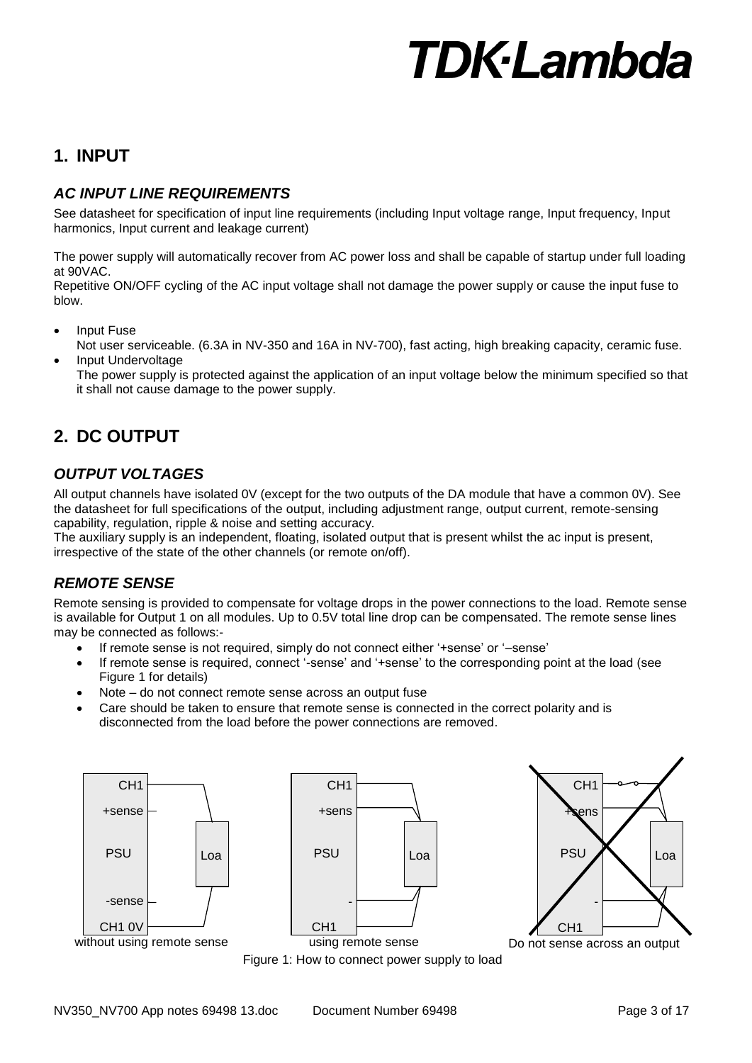## 1. INPUT

### *AC INPUT LINE REQUIREMENTS*

See datasheet for specification of input line requirements (including Input voltage range, Input frequency, Input harmonics, Input current and leakage current)

The power supply will automatically recover from AC power loss and shall be capable of startup under full loading at 90VAC.
Repetitive ON/OFF cycling of the AC input voltage shall not damage the power supply or cause the input fuse to blow.

- Input Fuse
  Not user serviceable. (6.3A in NV-350 and 16A in NV-700), fast acting, high breaking capacity, ceramic fuse.
- Input Undervoltage
  The power supply is protected against the application of an input voltage below the minimum specified so that it shall not cause damage to the power supply.

## 2. DC OUTPUT

### *OUTPUT VOLTAGES*

All output channels have isolated 0V (except for the two outputs of the DA module that have a common 0V). See the datasheet for full specifications of the output, including adjustment range, output current, remote-sensing capability, regulation, ripple & noise and setting accuracy.
The auxiliary supply is an independent, floating, isolated output that is present whilst the ac input is present, irrespective of the state of the other channels (or remote on/off).

### *REMOTE SENSE*

Remote sensing is provided to compensate for voltage drops in the power connections to the load. Remote sense is available for Output 1 on all modules. Up to 0.5V total line drop can be compensated. The remote sense lines may be connected as follows:-

- If remote sense is not required, simply do not connect either '+sense' or '–sense'
- If remote sense is required, connect '-sense' and '+sense' to the corresponding point at the load (see Figure 1 for details)
- Note – do not connect remote sense across an output fuse
- Care should be taken to ensure that remote sense is connected in the correct polarity and is disconnected from the load before the power connections are removed.

CH1 | +sense | PSU | Loa | -sense | CH1 0V — without using remote sense

CH1 | +sens | PSU | Loa | - | CH1 — using remote sense

CH1 | +sens | PSU | Loa | - | CH1 — Do not sense across an output

Figure 1: How to connect power supply to load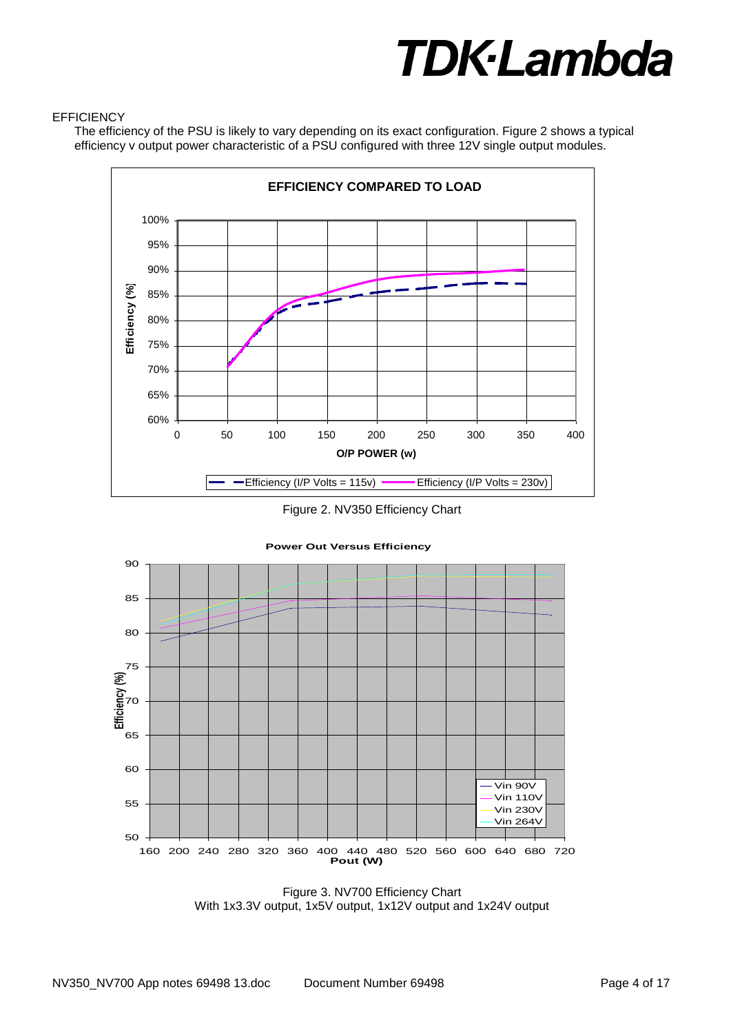EFFICIENCY

The efficiency of the PSU is likely to vary depending on its exact configuration. Figure 2 shows a typical efficiency v output power characteristic of a PSU configured with three 12V single output modules.

Figure 2. NV350 Efficiency Chart

Figure 3. NV700 Efficiency Chart
With 1x3.3V output, 1x5V output, 1x12V output and 1x24V output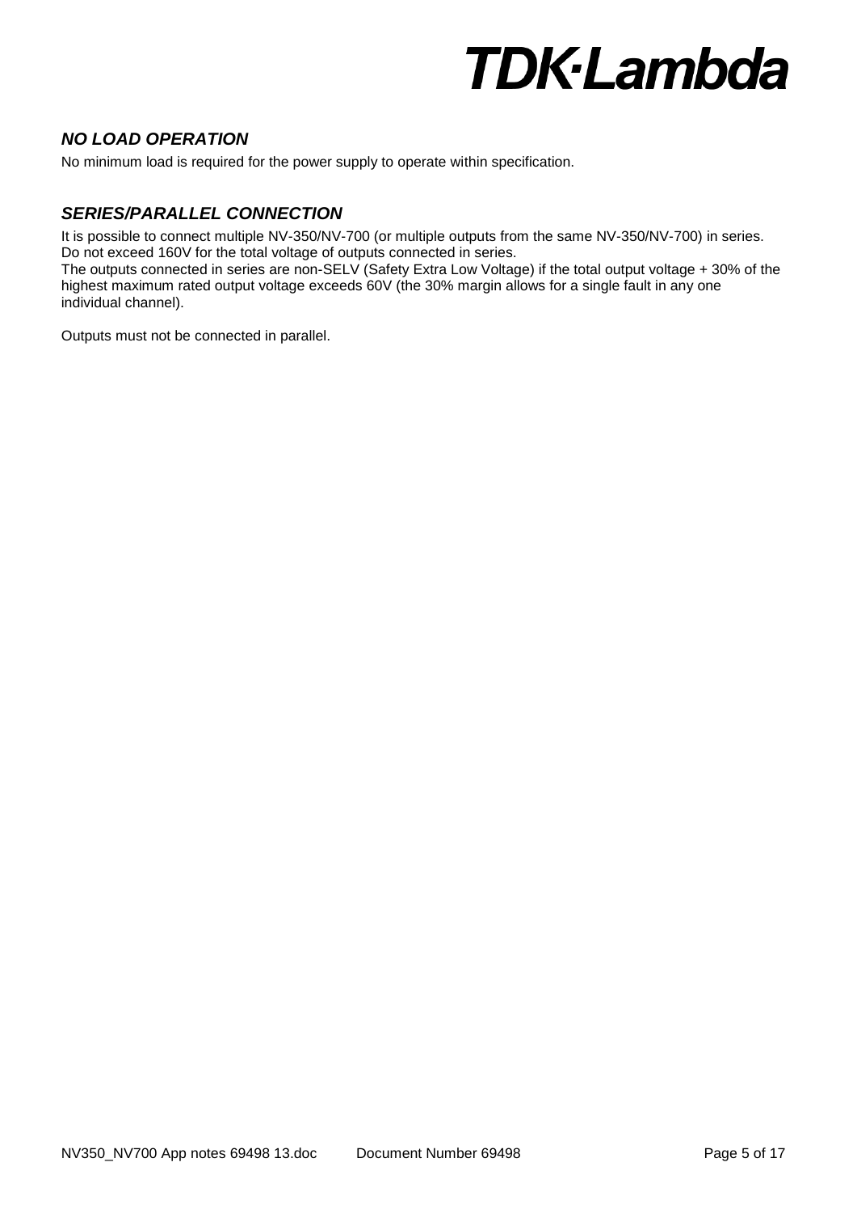### *NO LOAD OPERATION*

No minimum load is required for the power supply to operate within specification.

### *SERIES/PARALLEL CONNECTION*

It is possible to connect multiple NV-350/NV-700 (or multiple outputs from the same NV-350/NV-700) in series. Do not exceed 160V for the total voltage of outputs connected in series.
The outputs connected in series are non-SELV (Safety Extra Low Voltage) if the total output voltage + 30% of the highest maximum rated output voltage exceeds 60V (the 30% margin allows for a single fault in any one individual channel).

Outputs must not be connected in parallel.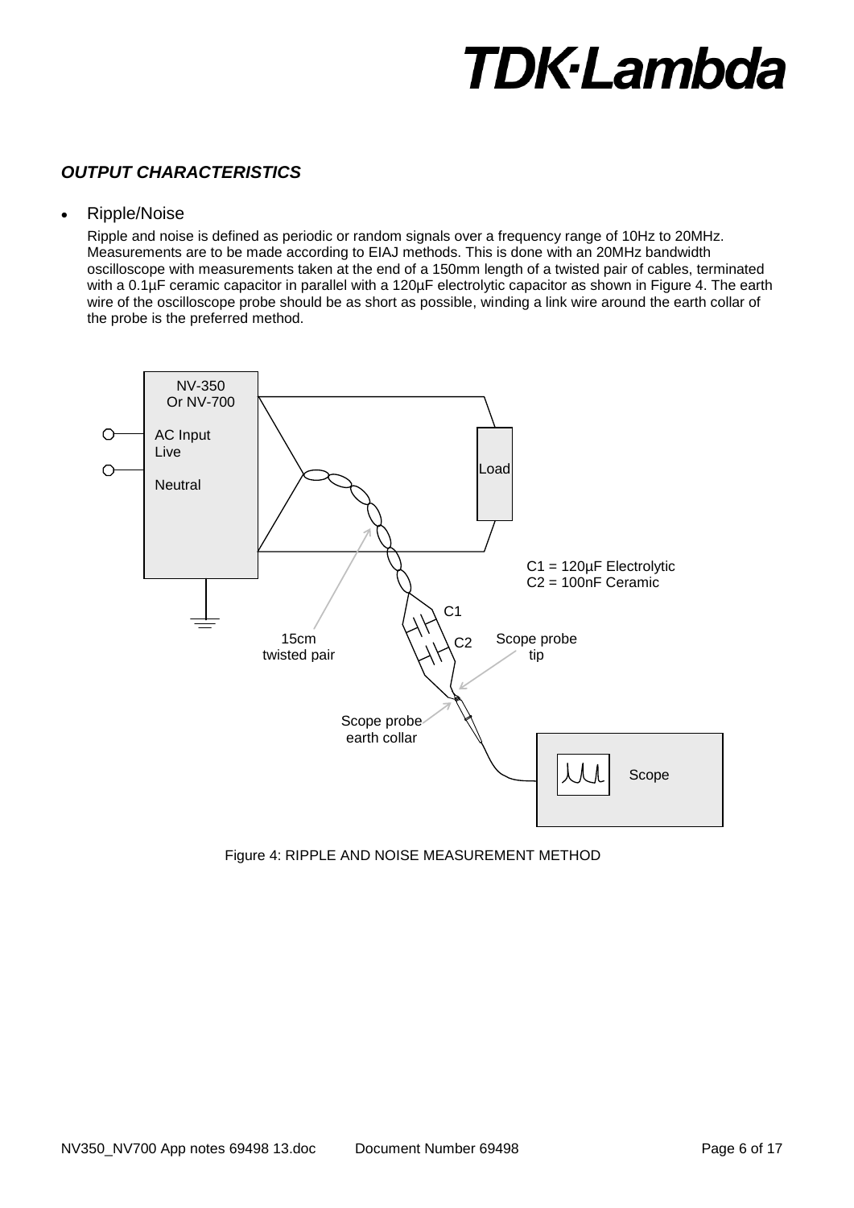### *OUTPUT CHARACTERISTICS*

- Ripple/Noise

  Ripple and noise is defined as periodic or random signals over a frequency range of 10Hz to 20MHz. Measurements are to be made according to EIAJ methods. This is done with an 20MHz bandwidth oscilloscope with measurements taken at the end of a 150mm length of a twisted pair of cables, terminated with a 0.1µF ceramic capacitor in parallel with a 120µF electrolytic capacitor as shown in Figure 4. The earth wire of the oscilloscope probe should be as short as possible, winding a link wire around the earth collar of the probe is the preferred method.

NV-350 Or NV-700

AC Input Live

Neutral

Load

C1 = 120µF Electrolytic
C2 = 100nF Ceramic

C1

C2

15cm twisted pair

Scope probe tip

Scope probe earth collar

Scope

Figure 4: RIPPLE AND NOISE MEASUREMENT METHOD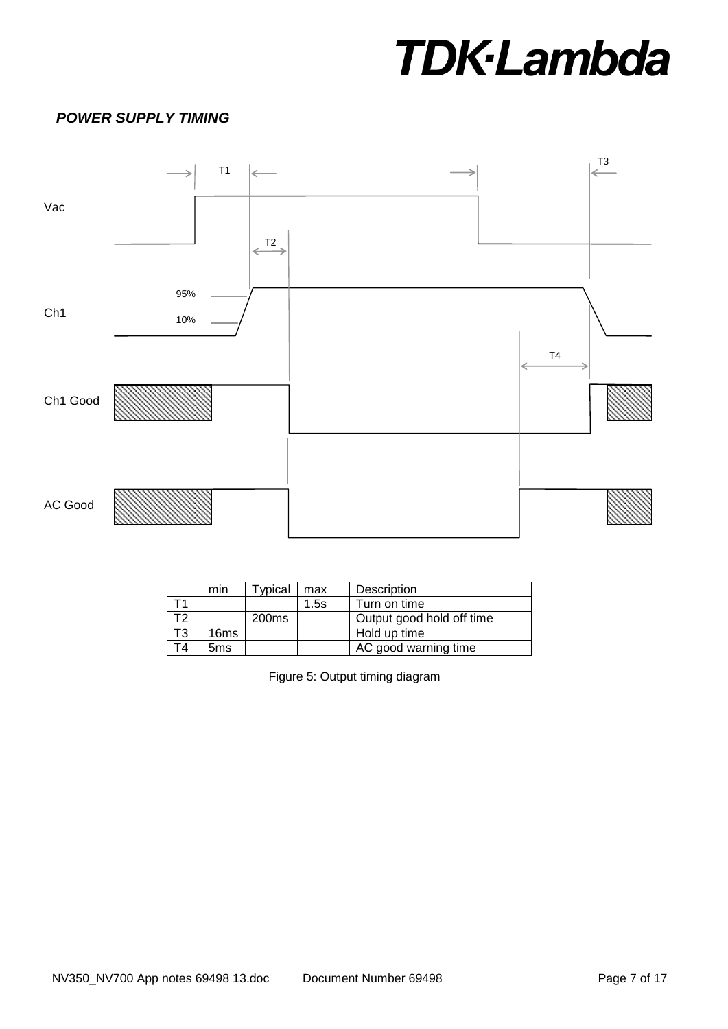***POWER SUPPLY TIMING***

|  | min | Typical | max | Description |
|---|---|---|---|---|
| T1 |  |  | 1.5s | Turn on time |
| T2 |  | 200ms |  | Output good hold off time |
| T3 | 16ms |  |  | Hold up time |
| T4 | 5ms |  |  | AC good warning time |

Figure 5: Output timing diagram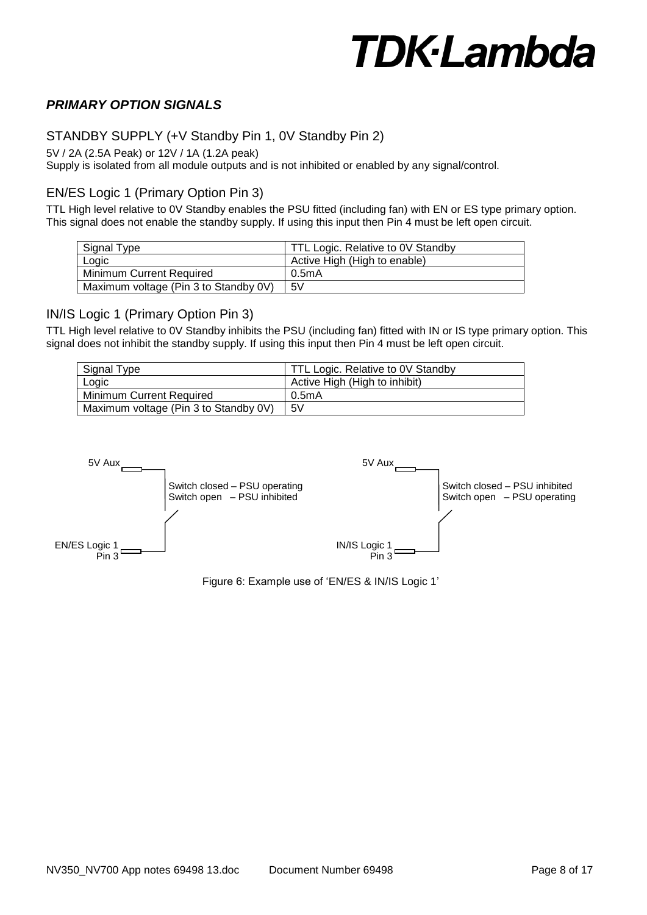## *PRIMARY OPTION SIGNALS*

### STANDBY SUPPLY (+V Standby Pin 1, 0V Standby Pin 2)

5V / 2A (2.5A Peak) or 12V / 1A (1.2A peak)
Supply is isolated from all module outputs and is not inhibited or enabled by any signal/control.

### EN/ES Logic 1 (Primary Option Pin 3)

TTL High level relative to 0V Standby enables the PSU fitted (including fan) with EN or ES type primary option. This signal does not enable the standby supply. If using this input then Pin 4 must be left open circuit.

| Signal Type | TTL Logic. Relative to 0V Standby |
| --- | --- |
| Logic | Active High (High to enable) |
| Minimum Current Required | 0.5mA |
| Maximum voltage (Pin 3 to Standby 0V) | 5V |

### IN/IS Logic 1 (Primary Option Pin 3)

TTL High level relative to 0V Standby inhibits the PSU (including fan) fitted with IN or IS type primary option. This signal does not inhibit the standby supply. If using this input then Pin 4 must be left open circuit.

| Signal Type | TTL Logic. Relative to 0V Standby |
| --- | --- |
| Logic | Active High (High to inhibit) |
| Minimum Current Required | 0.5mA |
| Maximum voltage (Pin 3 to Standby 0V) | 5V |

5V Aux

Switch closed – PSU operating
Switch open – PSU inhibited

EN/ES Logic 1
Pin 3

5V Aux

Switch closed – PSU inhibited
Switch open – PSU operating

IN/IS Logic 1
Pin 3

Figure 6: Example use of 'EN/ES & IN/IS Logic 1'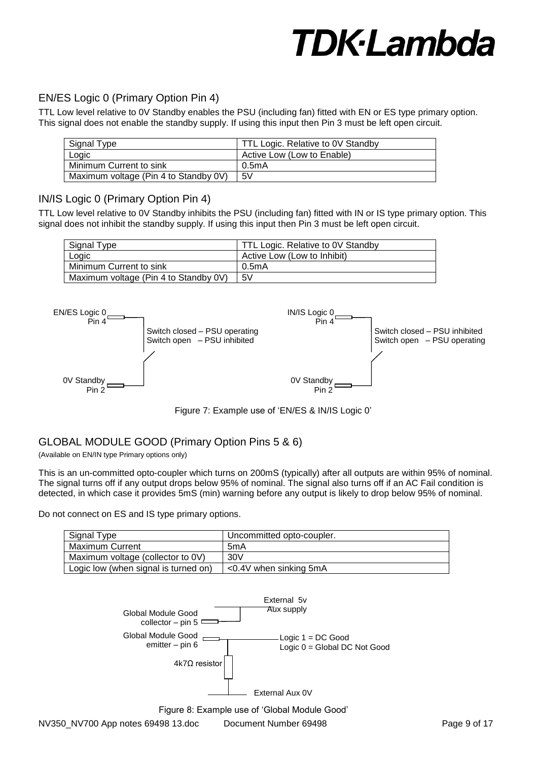## EN/ES Logic 0 (Primary Option Pin 4)

TTL Low level relative to 0V Standby enables the PSU (including fan) fitted with EN or ES type primary option. This signal does not enable the standby supply. If using this input then Pin 3 must be left open circuit.

| Signal Type | TTL Logic. Relative to 0V Standby |
|---|---|
| Logic | Active Low (Low to Enable) |
| Minimum Current to sink | 0.5mA |
| Maximum voltage (Pin 4 to Standby 0V) | 5V |

## IN/IS Logic 0 (Primary Option Pin 4)

TTL Low level relative to 0V Standby inhibits the PSU (including fan) fitted with IN or IS type primary option. This signal does not inhibit the standby supply. If using this input then Pin 3 must be left open circuit.

| Signal Type | TTL Logic. Relative to 0V Standby |
|---|---|
| Logic | Active Low (Low to Inhibit) |
| Minimum Current to sink | 0.5mA |
| Maximum voltage (Pin 4 to Standby 0V) | 5V |

EN/ES Logic 0 Pin 4 — Switch closed – PSU operating, Switch open – PSU inhibited — 0V Standby Pin 2

IN/IS Logic 0 Pin 4 — Switch closed – PSU inhibited, Switch open – PSU operating — 0V Standby Pin 2

Figure 7: Example use of 'EN/ES & IN/IS Logic 0'

## GLOBAL MODULE GOOD (Primary Option Pins 5 & 6)

(Available on EN/IN type Primary options only)

This is an un-committed opto-coupler which turns on 200mS (typically) after all outputs are within 95% of nominal. The signal turns off if any output drops below 95% of nominal. The signal also turns off if an AC Fail condition is detected, in which case it provides 5mS (min) warning before any output is likely to drop below 95% of nominal.

Do not connect on ES and IS type primary options.

| Signal Type | Uncommitted opto-coupler. |
|---|---|
| Maximum Current | 5mA |
| Maximum voltage (collector to 0V) | 30V |
| Logic low (when signal is turned on) | <0.4V when sinking 5mA |

Global Module Good collector – pin 5 — External 5v Aux supply

Global Module Good emitter – pin 6 — Logic 1 = DC Good, Logic 0 = Global DC Not Good

4k7Ω resistor — External Aux 0V

Figure 8: Example use of 'Global Module Good'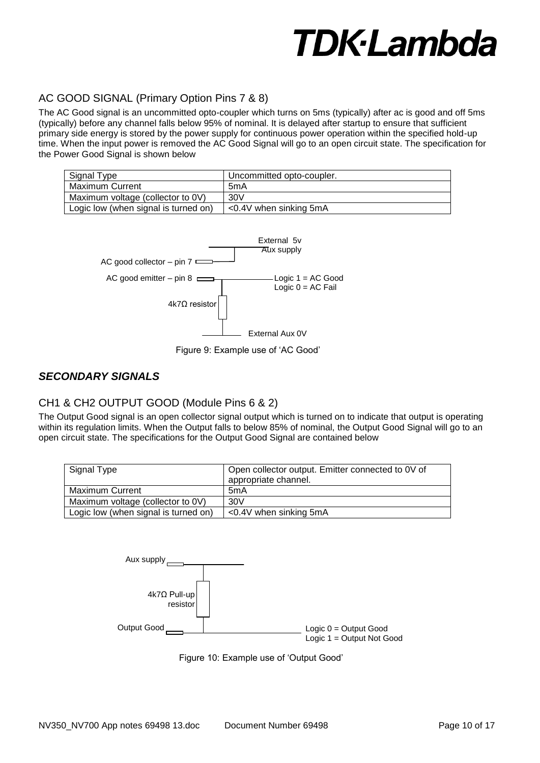## AC GOOD SIGNAL (Primary Option Pins 7 & 8)

The AC Good signal is an uncommitted opto-coupler which turns on 5ms (typically) after ac is good and off 5ms (typically) before any channel falls below 95% of nominal. It is delayed after startup to ensure that sufficient primary side energy is stored by the power supply for continuous power operation within the specified hold-up time. When the input power is removed the AC Good Signal will go to an open circuit state. The specification for the Power Good Signal is shown below

| Signal Type | Uncommitted opto-coupler. |
|---|---|
| Maximum Current | 5mA |
| Maximum voltage (collector to 0V) | 30V |
| Logic low (when signal is turned on) | <0.4V when sinking 5mA |

External 5v Aux supply

AC good collector – pin 7

AC good emitter – pin 8

Logic 1 = AC Good
Logic 0 = AC Fail

4k7Ω resistor

External Aux 0V

Figure 9: Example use of 'AC Good'

## *SECONDARY SIGNALS*

## CH1 & CH2 OUTPUT GOOD (Module Pins 6 & 2)

The Output Good signal is an open collector signal output which is turned on to indicate that output is operating within its regulation limits. When the Output falls to below 85% of nominal, the Output Good Signal will go to an open circuit state. The specifications for the Output Good Signal are contained below

| Signal Type | Open collector output. Emitter connected to 0V of appropriate channel. |
|---|---|
| Maximum Current | 5mA |
| Maximum voltage (collector to 0V) | 30V |
| Logic low (when signal is turned on) | <0.4V when sinking 5mA |

Aux supply

4k7Ω Pull-up resistor

Output Good

Logic 0 = Output Good
Logic 1 = Output Not Good

Figure 10: Example use of 'Output Good'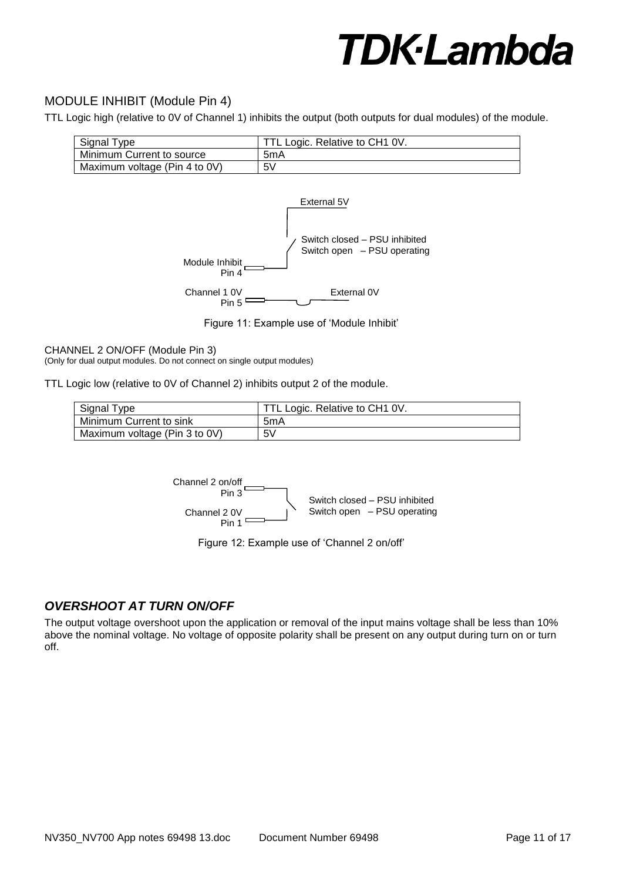## MODULE INHIBIT (Module Pin 4)

TTL Logic high (relative to 0V of Channel 1) inhibits the output (both outputs for dual modules) of the module.

| Signal Type | TTL Logic. Relative to CH1 0V. |
|---|---|
| Minimum Current to source | 5mA |
| Maximum voltage (Pin 4 to 0V) | 5V |

External 5V

Switch closed – PSU inhibited
Switch open – PSU operating

Module Inhibit Pin 4

Channel 1 0V Pin 5

External 0V

Figure 11: Example use of 'Module Inhibit'

CHANNEL 2 ON/OFF (Module Pin 3)
(Only for dual output modules. Do not connect on single output modules)

TTL Logic low (relative to 0V of Channel 2) inhibits output 2 of the module.

| Signal Type | TTL Logic. Relative to CH1 0V. |
|---|---|
| Minimum Current to sink | 5mA |
| Maximum voltage (Pin 3 to 0V) | 5V |

Channel 2 on/off Pin 3

Channel 2 0V Pin 1

Switch closed – PSU inhibited
Switch open – PSU operating

Figure 12: Example use of 'Channel 2 on/off'

## *OVERSHOOT AT TURN ON/OFF*

The output voltage overshoot upon the application or removal of the input mains voltage shall be less than 10% above the nominal voltage. No voltage of opposite polarity shall be present on any output during turn on or turn off.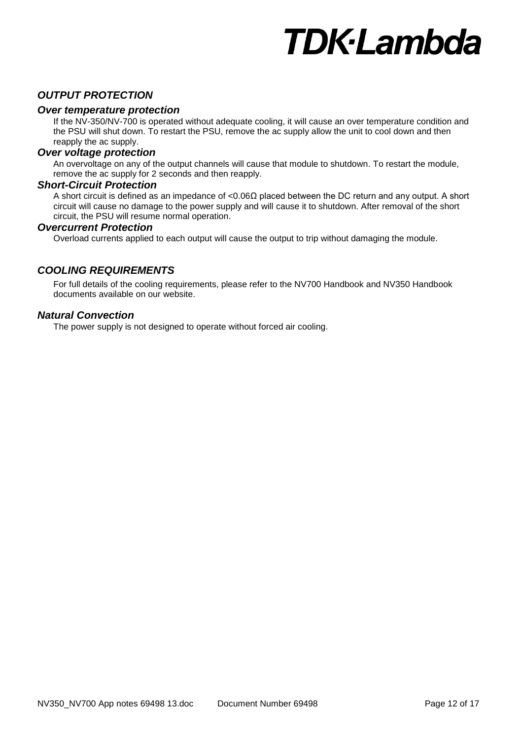## *OUTPUT PROTECTION*

### *Over temperature protection*

If the NV-350/NV-700 is operated without adequate cooling, it will cause an over temperature condition and the PSU will shut down. To restart the PSU, remove the ac supply allow the unit to cool down and then reapply the ac supply.

### *Over voltage protection*

An overvoltage on any of the output channels will cause that module to shutdown. To restart the module, remove the ac supply for 2 seconds and then reapply.

### *Short-Circuit Protection*

A short circuit is defined as an impedance of <0.06Ω placed between the DC return and any output. A short circuit will cause no damage to the power supply and will cause it to shutdown. After removal of the short circuit, the PSU will resume normal operation.

### *Overcurrent Protection*

Overload currents applied to each output will cause the output to trip without damaging the module.

## *COOLING REQUIREMENTS*

For full details of the cooling requirements, please refer to the NV700 Handbook and NV350 Handbook documents available on our website.

### *Natural Convection*

The power supply is not designed to operate without forced air cooling.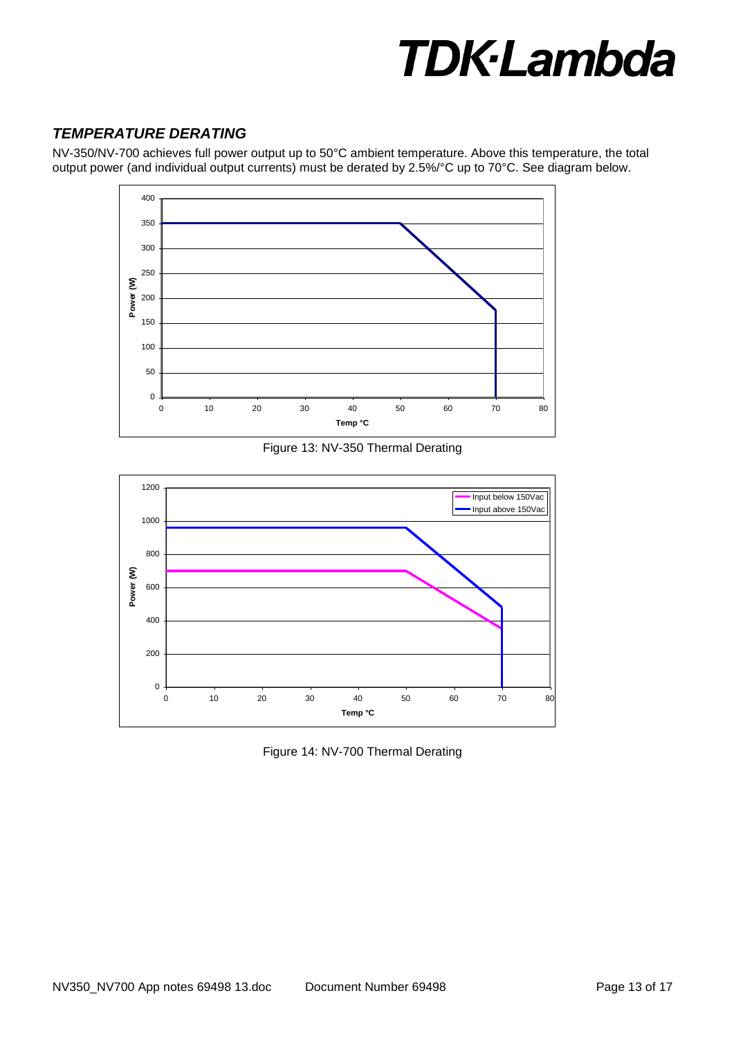### *TEMPERATURE DERATING*

NV-350/NV-700 achieves full power output up to 50°C ambient temperature. Above this temperature, the total output power (and individual output currents) must be derated by 2.5%/°C up to 70°C. See diagram below.

Figure 13: NV-350 Thermal Derating

Figure 14: NV-700 Thermal Derating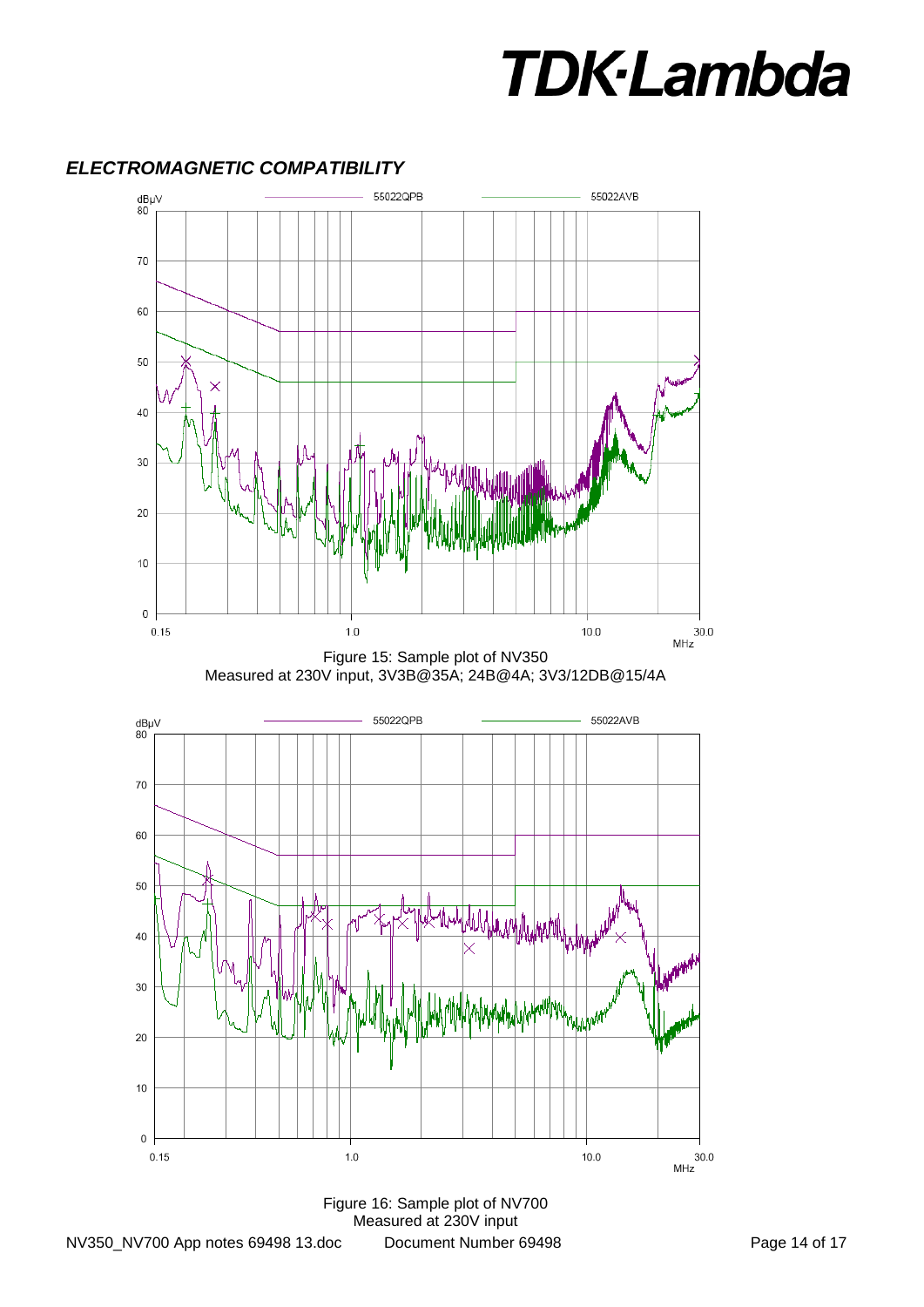## *ELECTROMAGNETIC COMPATIBILITY*

Figure 15: Sample plot of NV350
Measured at 230V input, 3V3B@35A; 24B@4A; 3V3/12DB@15/4A

Figure 16: Sample plot of NV700
Measured at 230V input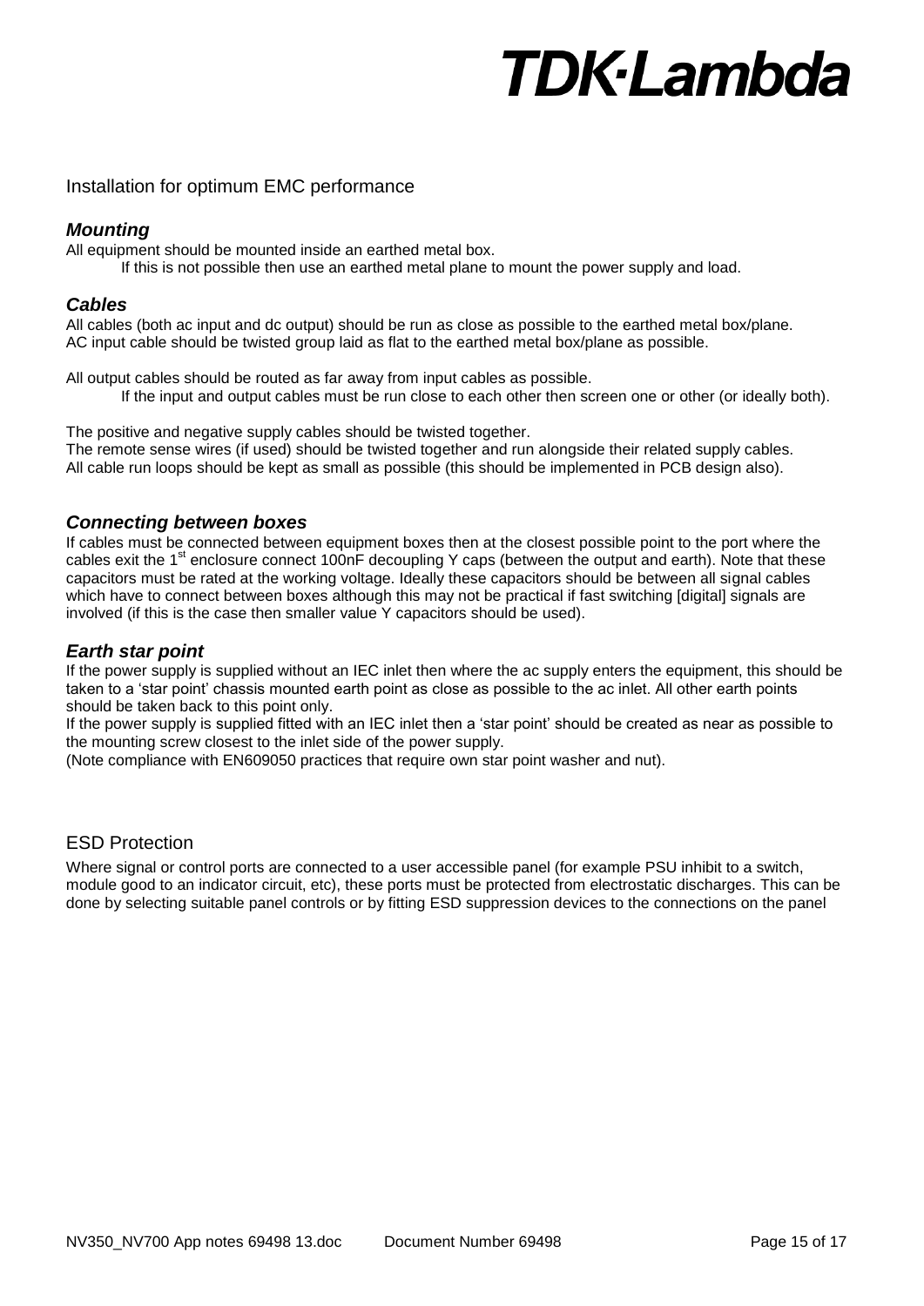## Installation for optimum EMC performance

### *Mounting*

All equipment should be mounted inside an earthed metal box.

If this is not possible then use an earthed metal plane to mount the power supply and load.

### *Cables*

All cables (both ac input and dc output) should be run as close as possible to the earthed metal box/plane.
AC input cable should be twisted group laid as flat to the earthed metal box/plane as possible.

All output cables should be routed as far away from input cables as possible.

If the input and output cables must be run close to each other then screen one or other (or ideally both).

The positive and negative supply cables should be twisted together.
The remote sense wires (if used) should be twisted together and run alongside their related supply cables.
All cable run loops should be kept as small as possible (this should be implemented in PCB design also).

### *Connecting between boxes*

If cables must be connected between equipment boxes then at the closest possible point to the port where the cables exit the 1st enclosure connect 100nF decoupling Y caps (between the output and earth). Note that these capacitors must be rated at the working voltage. Ideally these capacitors should be between all signal cables which have to connect between boxes although this may not be practical if fast switching [digital] signals are involved (if this is the case then smaller value Y capacitors should be used).

### *Earth star point*

If the power supply is supplied without an IEC inlet then where the ac supply enters the equipment, this should be taken to a 'star point' chassis mounted earth point as close as possible to the ac inlet. All other earth points should be taken back to this point only.
If the power supply is supplied fitted with an IEC inlet then a 'star point' should be created as near as possible to the mounting screw closest to the inlet side of the power supply.
(Note compliance with EN609050 practices that require own star point washer and nut).

## ESD Protection

Where signal or control ports are connected to a user accessible panel (for example PSU inhibit to a switch, module good to an indicator circuit, etc), these ports must be protected from electrostatic discharges. This can be done by selecting suitable panel controls or by fitting ESD suppression devices to the connections on the panel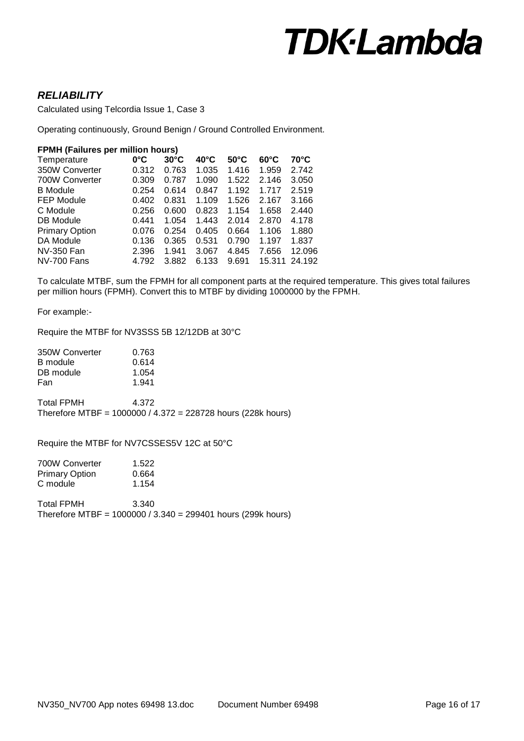## *RELIABILITY*

Calculated using Telcordia Issue 1, Case 3

Operating continuously, Ground Benign / Ground Controlled Environment.

**FPMH (Failures per million hours)**

| Temperature | 0°C | 30°C | 40°C | 50°C | 60°C | 70°C |
|---|---|---|---|---|---|---|
| 350W Converter | 0.312 | 0.763 | 1.035 | 1.416 | 1.959 | 2.742 |
| 700W Converter | 0.309 | 0.787 | 1.090 | 1.522 | 2.146 | 3.050 |
| B Module | 0.254 | 0.614 | 0.847 | 1.192 | 1.717 | 2.519 |
| FEP Module | 0.402 | 0.831 | 1.109 | 1.526 | 2.167 | 3.166 |
| C Module | 0.256 | 0.600 | 0.823 | 1.154 | 1.658 | 2.440 |
| DB Module | 0.441 | 1.054 | 1.443 | 2.014 | 2.870 | 4.178 |
| Primary Option | 0.076 | 0.254 | 0.405 | 0.664 | 1.106 | 1.880 |
| DA Module | 0.136 | 0.365 | 0.531 | 0.790 | 1.197 | 1.837 |
| NV-350 Fan | 2.396 | 1.941 | 3.067 | 4.845 | 7.656 | 12.096 |
| NV-700 Fans | 4.792 | 3.882 | 6.133 | 9.691 | 15.311 | 24.192 |

To calculate MTBF, sum the FPMH for all component parts at the required temperature. This gives total failures per million hours (FPMH). Convert this to MTBF by dividing 1000000 by the FPMH.

For example:-

Require the MTBF for NV3SSS 5B 12/12DB at 30°C

| | |
|---|---|
| 350W Converter | 0.763 |
| B module | 0.614 |
| DB module | 1.054 |
| Fan | 1.941 |
| Total FPMH | 4.372 |

Therefore MTBF = 1000000 / 4.372 = 228728 hours (228k hours)

Require the MTBF for NV7CSSES5V 12C at 50°C

| | |
|---|---|
| 700W Converter | 1.522 |
| Primary Option | 0.664 |
| C module | 1.154 |
| Total FPMH | 3.340 |

Therefore MTBF = 1000000 / 3.340 = 299401 hours (299k hours)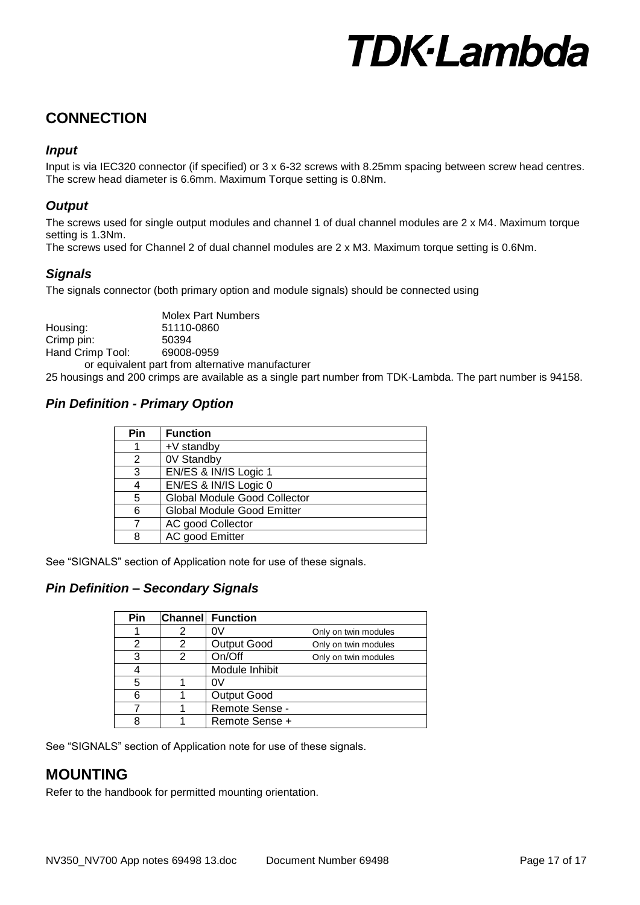# CONNECTION

### Input

Input is via IEC320 connector (if specified) or 3 x 6-32 screws with 8.25mm spacing between screw head centres. The screw head diameter is 6.6mm. Maximum Torque setting is 0.8Nm.

### Output

The screws used for single output modules and channel 1 of dual channel modules are 2 x M4. Maximum torque setting is 1.3Nm.
The screws used for Channel 2 of dual channel modules are 2 x M3. Maximum torque setting is 0.6Nm.

### Signals

The signals connector (both primary option and module signals) should be connected using

| | Molex Part Numbers |
|---|---|
| Housing: | 51110-0860 |
| Crimp pin: | 50394 |
| Hand Crimp Tool: | 69008-0959 |

or equivalent part from alternative manufacturer

25 housings and 200 crimps are available as a single part number from TDK-Lambda. The part number is 94158.

### Pin Definition - Primary Option

| Pin | Function |
|---|---|
| 1 | +V standby |
| 2 | 0V Standby |
| 3 | EN/ES & IN/IS Logic 1 |
| 4 | EN/ES & IN/IS Logic 0 |
| 5 | Global Module Good Collector |
| 6 | Global Module Good Emitter |
| 7 | AC good Collector |
| 8 | AC good Emitter |

See “SIGNALS” section of Application note for use of these signals.

### Pin Definition – Secondary Signals

| Pin | Channel | Function | |
|---|---|---|---|
| 1 | 2 | 0V | Only on twin modules |
| 2 | 2 | Output Good | Only on twin modules |
| 3 | 2 | On/Off | Only on twin modules |
| 4 | | Module Inhibit | |
| 5 | 1 | 0V | |
| 6 | 1 | Output Good | |
| 7 | 1 | Remote Sense - | |
| 8 | 1 | Remote Sense + | |

See “SIGNALS” section of Application note for use of these signals.

# MOUNTING

Refer to the handbook for permitted mounting orientation.